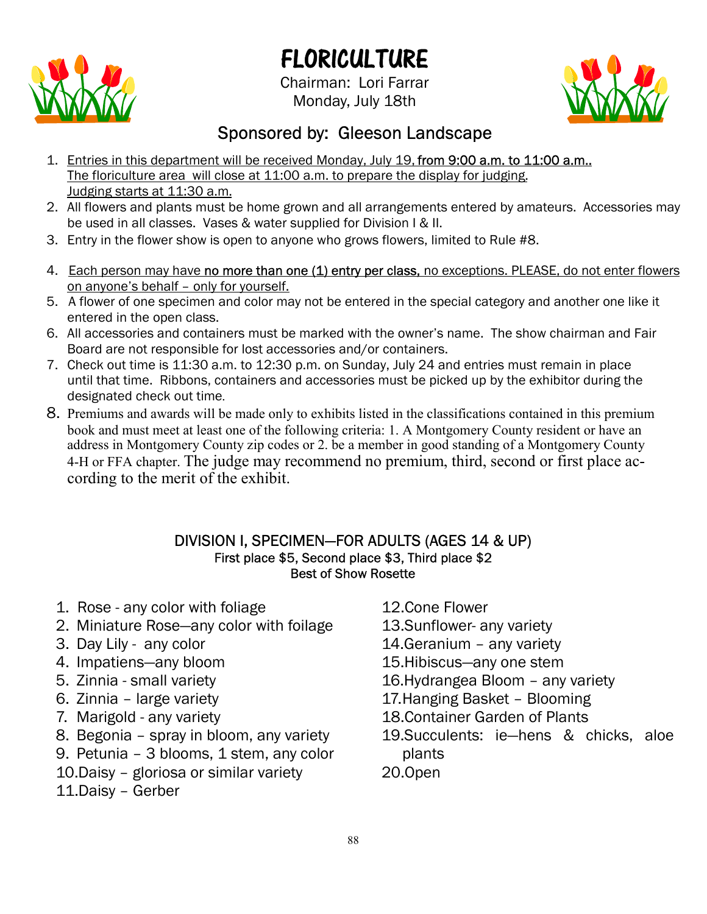# FLORICULTURE

Chairman: Lori Farrar
Monday, July 18th

## Sponsored by: Gleeson Landscape

1. Entries in this department will be received Monday, July 19, from 9:00 a.m. to 11:00 a.m.. The floriculture area will close at 11:00 a.m. to prepare the display for judging. Judging starts at 11:30 a.m.
2. All flowers and plants must be home grown and all arrangements entered by amateurs. Accessories may be used in all classes. Vases & water supplied for Division I & II.
3. Entry in the flower show is open to anyone who grows flowers, limited to Rule #8.
4. Each person may have no more than one (1) entry per class, no exceptions. PLEASE, do not enter flowers on anyone's behalf – only for yourself.
5. A flower of one specimen and color may not be entered in the special category and another one like it entered in the open class.
6. All accessories and containers must be marked with the owner's name. The show chairman and Fair Board are not responsible for lost accessories and/or containers.
7. Check out time is 11:30 a.m. to 12:30 p.m. on Sunday, July 24 and entries must remain in place until that time. Ribbons, containers and accessories must be picked up by the exhibitor during the designated check out time.
8. Premiums and awards will be made only to exhibits listed in the classifications contained in this premium book and must meet at least one of the following criteria: 1. A Montgomery County resident or have an address in Montgomery County zip codes or 2. be a member in good standing of a Montgomery County 4-H or FFA chapter. The judge may recommend no premium, third, second or first place according to the merit of the exhibit.

### DIVISION I, SPECIMEN—FOR ADULTS (AGES 14 & UP)

First place $5, Second place $3, Third place $2
Best of Show Rosette

1. Rose - any color with foliage
2. Miniature Rose—any color with foilage
3. Day Lily - any color
4. Impatiens—any bloom
5. Zinnia - small variety
6. Zinnia – large variety
7. Marigold - any variety
8. Begonia – spray in bloom, any variety
9. Petunia – 3 blooms, 1 stem, any color
10. Daisy – gloriosa or similar variety
11. Daisy – Gerber
12. Cone Flower
13. Sunflower- any variety
14. Geranium – any variety
15. Hibiscus—any one stem
16. Hydrangea Bloom – any variety
17. Hanging Basket – Blooming
18. Container Garden of Plants
19. Succulents: ie—hens & chicks, aloe plants
20. Open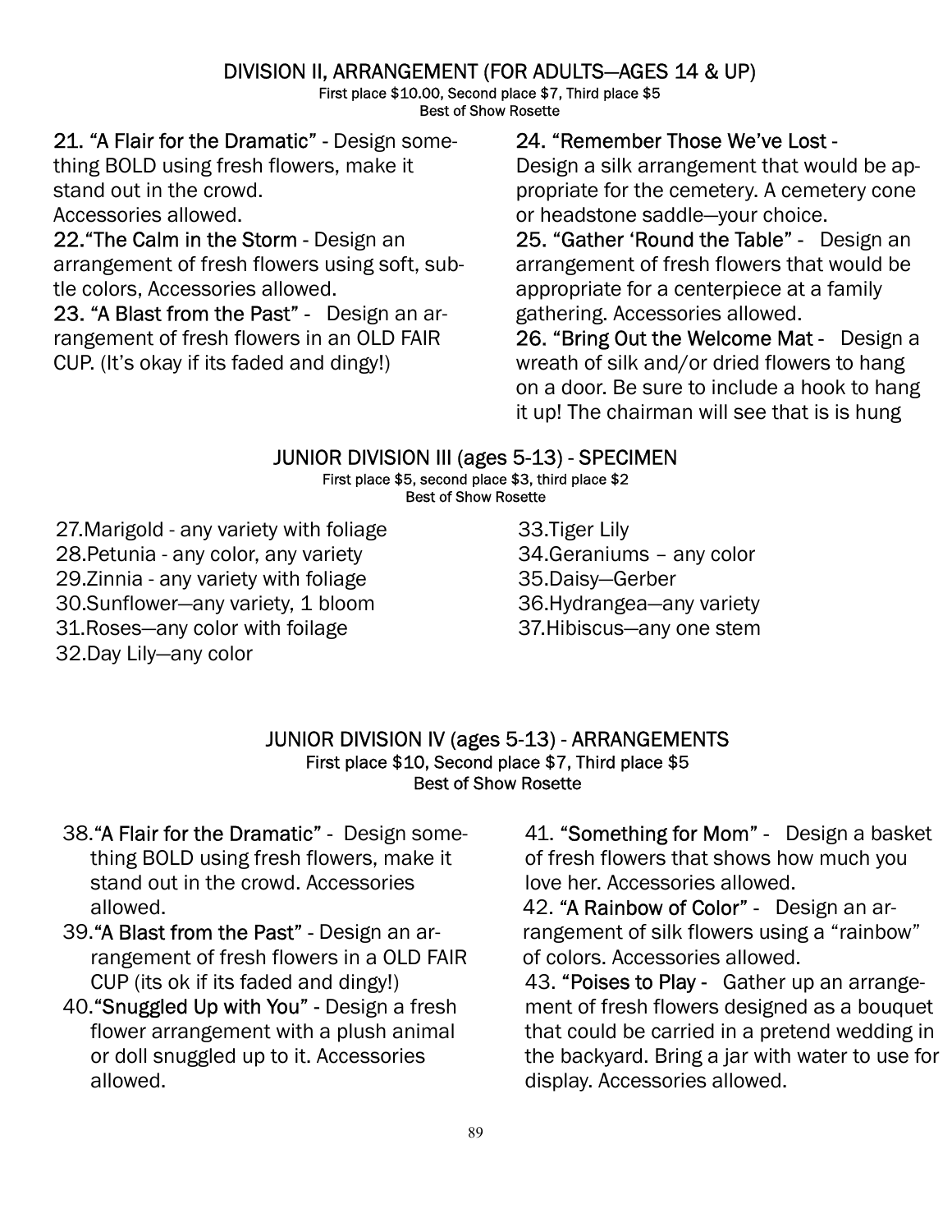## DIVISION II, ARRANGEMENT (FOR ADULTS—AGES 14 & UP)

First place $10.00, Second place $7, Third place $5
Best of Show Rosette

21. **“A Flair for the Dramatic”** - Design something BOLD using fresh flowers, make it stand out in the crowd.
Accessories allowed.

22. **“The Calm in the Storm** - Design an arrangement of fresh flowers using soft, subtle colors, Accessories allowed.

23. **“A Blast from the Past”** - Design an arrangement of fresh flowers in an OLD FAIR CUP. (It’s okay if its faded and dingy!)

24. **“Remember Those We’ve Lost** -
Design a silk arrangement that would be appropriate for the cemetery. A cemetery cone or headstone saddle—your choice.

25. **“Gather ‘Round the Table”** - Design an arrangement of fresh flowers that would be appropriate for a centerpiece at a family gathering. Accessories allowed.

26. **“Bring Out the Welcome Mat** - Design a wreath of silk and/or dried flowers to hang on a door. Be sure to include a hook to hang it up! The chairman will see that is is hung

## JUNIOR DIVISION III (ages 5-13) - SPECIMEN

First place $5, second place $3, third place $2
Best of Show Rosette

27. Marigold - any variety with foliage
28. Petunia - any color, any variety
29. Zinnia - any variety with foliage
30. Sunflower—any variety, 1 bloom
31. Roses—any color with foilage
32. Day Lily—any color
33. Tiger Lily
34. Geraniums – any color
35. Daisy—Gerber
36. Hydrangea—any variety
37. Hibiscus—any one stem

## JUNIOR DIVISION IV (ages 5-13) - ARRANGEMENTS

First place $10, Second place $7, Third place $5
Best of Show Rosette

38. **“A Flair for the Dramatic”** - Design something BOLD using fresh flowers, make it stand out in the crowd. Accessories allowed.
39. **“A Blast from the Past”** - Design an arrangement of fresh flowers in a OLD FAIR CUP (its ok if its faded and dingy!)
40. **“Snuggled Up with You”** - Design a fresh flower arrangement with a plush animal or doll snuggled up to it. Accessories allowed.
41. **“Something for Mom”** - Design a basket of fresh flowers that shows how much you love her. Accessories allowed.
42. **“A Rainbow of Color”** - Design an arrangement of silk flowers using a “rainbow” of colors. Accessories allowed.
43. **“Poises to Play** - Gather up an arrangement of fresh flowers designed as a bouquet that could be carried in a pretend wedding in the backyard. Bring a jar with water to use for display. Accessories allowed.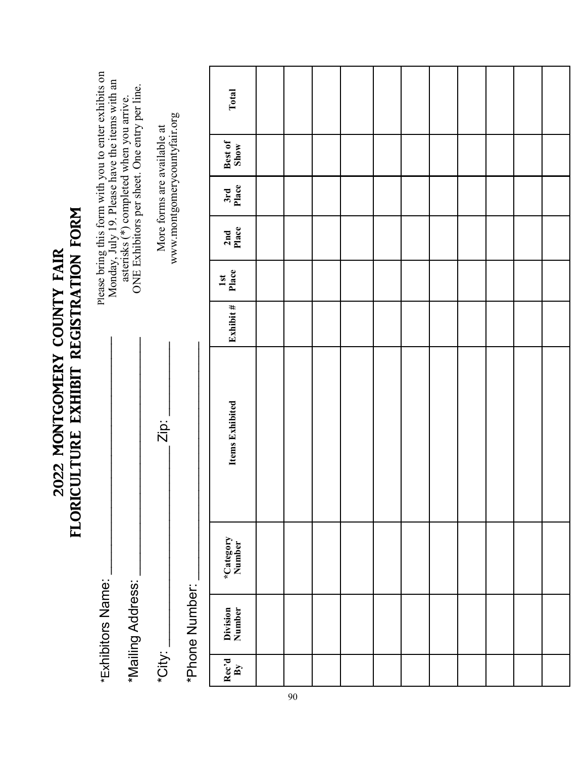# 2022 MONTGOMERY COUNTY FAIR
## FLORICULTURE EXHIBIT REGISTRATION FORM

*Exhibitors Name: ___________________________

*Mailing Address: ___________________________

*City: ____________________ Zip: __________

*Phone Number: ___________________________

Please bring this form with you to enter exhibits on Monday, July 19. Please have the items with an asterisks (*) completed when you arrive. ONE Exhibitors per sheet. One entry per line.

More forms are available at www.montgomerycountyfair.org

| Rec'd By | Division Number | *Category Number | Items Exhibited | Exhibit # | 1st Place | 2nd Place | 3rd Place | Best of Show | Total |
|---|---|---|---|---|---|---|---|---|---|
| | | | | | | | | | |
| | | | | | | | | | |
| | | | | | | | | | |
| | | | | | | | | | |
| | | | | | | | | | |
| | | | | | | | | | |
| | | | | | | | | | |
| | | | | | | | | | |
| | | | | | | | | | |
| | | | | | | | | | |
| | | | | | | | | | |